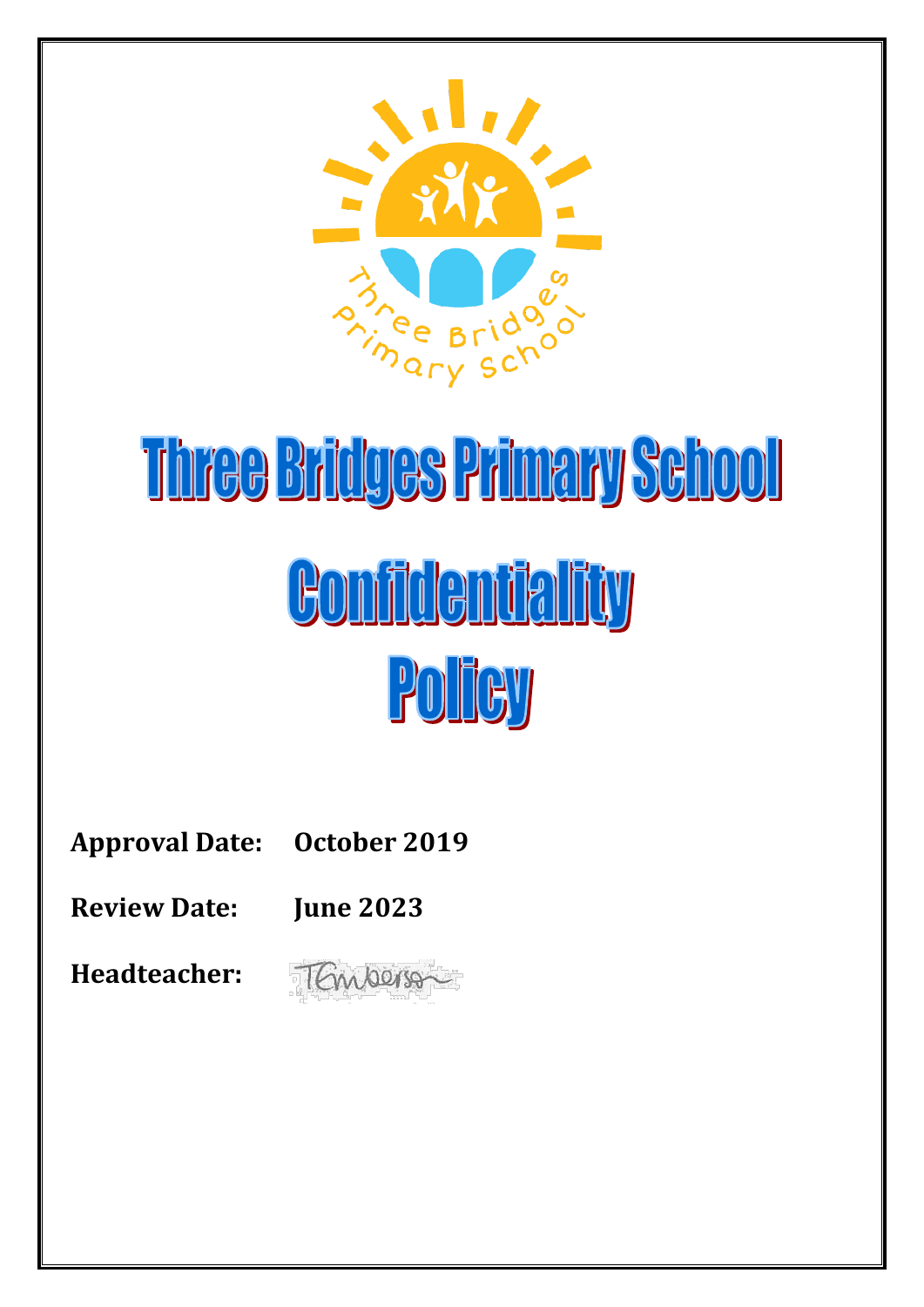# Three Bridges Primary School

# Confidentiality Policy

**Approval Date:** **October 2019**

**Review Date:** **June 2023**

**Headteacher:**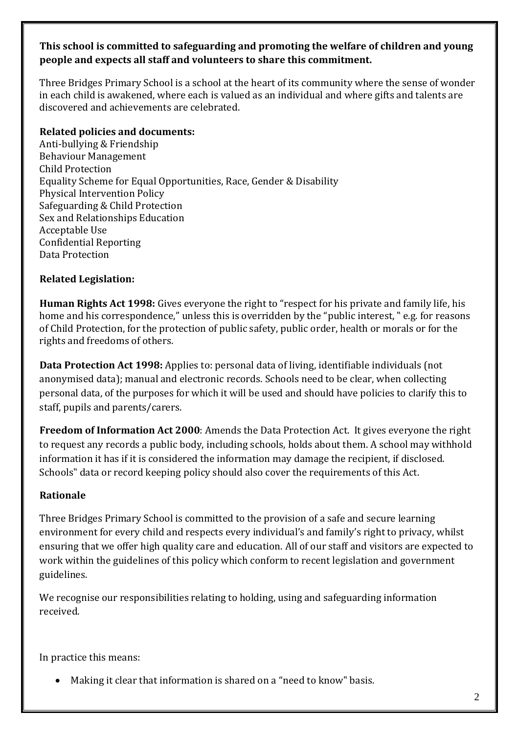**This school is committed to safeguarding and promoting the welfare of children and young people and expects all staff and volunteers to share this commitment.**

Three Bridges Primary School is a school at the heart of its community where the sense of wonder in each child is awakened, where each is valued as an individual and where gifts and talents are discovered and achievements are celebrated.

**Related policies and documents:**

Anti-bullying & Friendship
Behaviour Management
Child Protection
Equality Scheme for Equal Opportunities, Race, Gender & Disability
Physical Intervention Policy
Safeguarding & Child Protection
Sex and Relationships Education
Acceptable Use
Confidential Reporting
Data Protection

**Related Legislation:**

**Human Rights Act 1998:** Gives everyone the right to "respect for his private and family life, his home and his correspondence," unless this is overridden by the "public interest, " e.g. for reasons of Child Protection, for the protection of public safety, public order, health or morals or for the rights and freedoms of others.

**Data Protection Act 1998:** Applies to: personal data of living, identifiable individuals (not anonymised data); manual and electronic records. Schools need to be clear, when collecting personal data, of the purposes for which it will be used and should have policies to clarify this to staff, pupils and parents/carers.

**Freedom of Information Act 2000**: Amends the Data Protection Act. It gives everyone the right to request any records a public body, including schools, holds about them. A school may withhold information it has if it is considered the information may damage the recipient, if disclosed. Schools" data or record keeping policy should also cover the requirements of this Act.

**Rationale**

Three Bridges Primary School is committed to the provision of a safe and secure learning environment for every child and respects every individual's and family's right to privacy, whilst ensuring that we offer high quality care and education. All of our staff and visitors are expected to work within the guidelines of this policy which conform to recent legislation and government guidelines.

We recognise our responsibilities relating to holding, using and safeguarding information received.

In practice this means:

- Making it clear that information is shared on a "need to know" basis.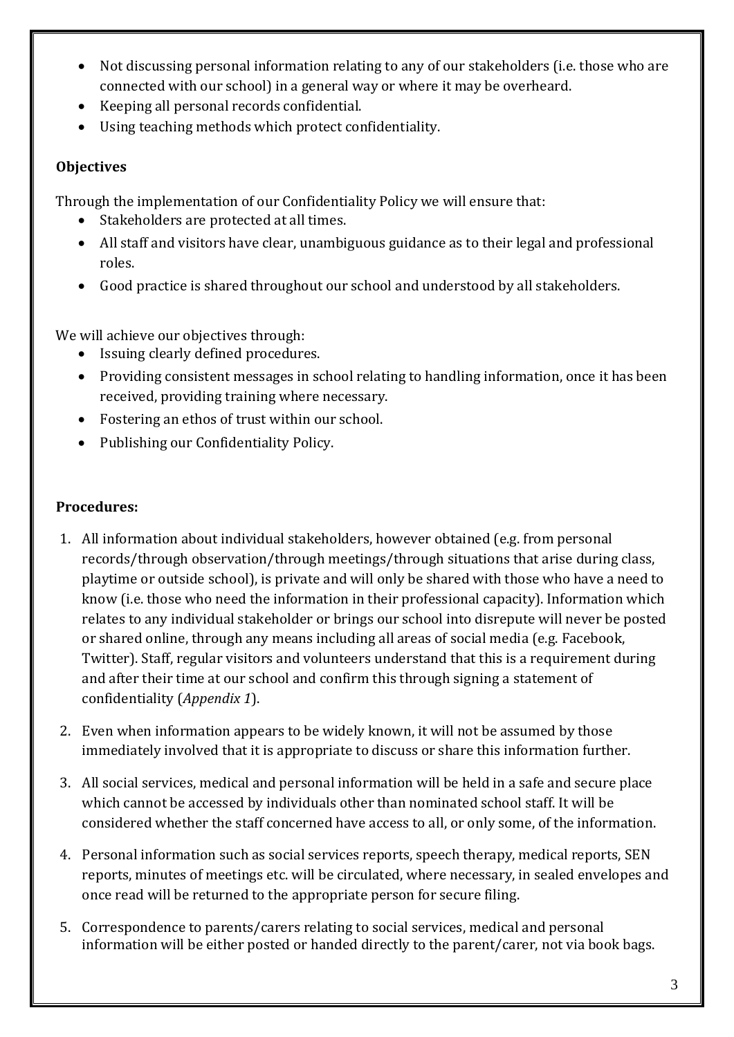- Not discussing personal information relating to any of our stakeholders (i.e. those who are connected with our school) in a general way or where it may be overheard.
- Keeping all personal records confidential.
- Using teaching methods which protect confidentiality.

**Objectives**

Through the implementation of our Confidentiality Policy we will ensure that:

- Stakeholders are protected at all times.
- All staff and visitors have clear, unambiguous guidance as to their legal and professional roles.
- Good practice is shared throughout our school and understood by all stakeholders.

We will achieve our objectives through:

- Issuing clearly defined procedures.
- Providing consistent messages in school relating to handling information, once it has been received, providing training where necessary.
- Fostering an ethos of trust within our school.
- Publishing our Confidentiality Policy.

**Procedures:**

1. All information about individual stakeholders, however obtained (e.g. from personal records/through observation/through meetings/through situations that arise during class, playtime or outside school), is private and will only be shared with those who have a need to know (i.e. those who need the information in their professional capacity). Information which relates to any individual stakeholder or brings our school into disrepute will never be posted or shared online, through any means including all areas of social media (e.g. Facebook, Twitter). Staff, regular visitors and volunteers understand that this is a requirement during and after their time at our school and confirm this through signing a statement of confidentiality (*Appendix 1*).
2. Even when information appears to be widely known, it will not be assumed by those immediately involved that it is appropriate to discuss or share this information further.
3. All social services, medical and personal information will be held in a safe and secure place which cannot be accessed by individuals other than nominated school staff. It will be considered whether the staff concerned have access to all, or only some, of the information.
4. Personal information such as social services reports, speech therapy, medical reports, SEN reports, minutes of meetings etc. will be circulated, where necessary, in sealed envelopes and once read will be returned to the appropriate person for secure filing.
5. Correspondence to parents/carers relating to social services, medical and personal information will be either posted or handed directly to the parent/carer, not via book bags.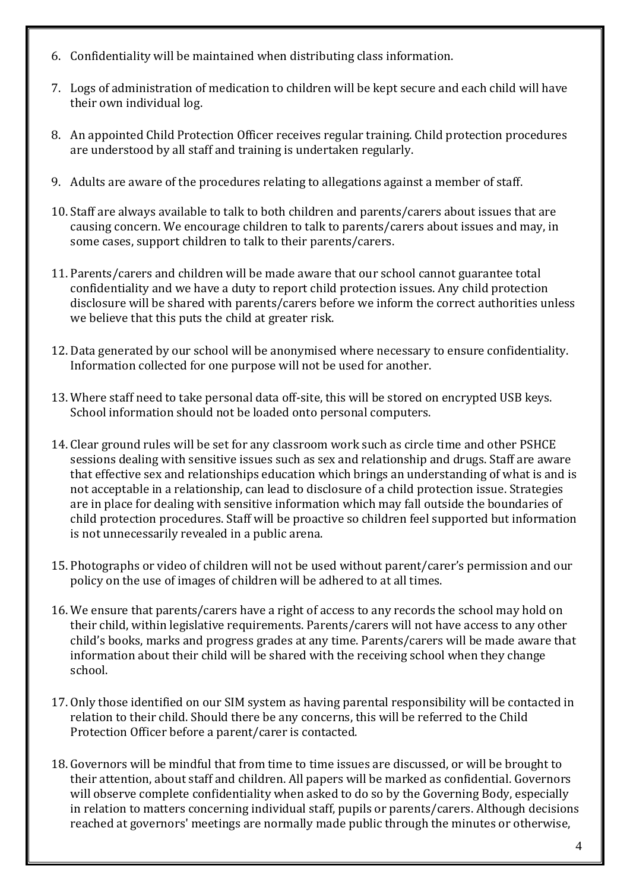6. Confidentiality will be maintained when distributing class information.

7. Logs of administration of medication to children will be kept secure and each child will have their own individual log.

8. An appointed Child Protection Officer receives regular training. Child protection procedures are understood by all staff and training is undertaken regularly.

9. Adults are aware of the procedures relating to allegations against a member of staff.

10. Staff are always available to talk to both children and parents/carers about issues that are causing concern. We encourage children to talk to parents/carers about issues and may, in some cases, support children to talk to their parents/carers.

11. Parents/carers and children will be made aware that our school cannot guarantee total confidentiality and we have a duty to report child protection issues. Any child protection disclosure will be shared with parents/carers before we inform the correct authorities unless we believe that this puts the child at greater risk.

12. Data generated by our school will be anonymised where necessary to ensure confidentiality. Information collected for one purpose will not be used for another.

13. Where staff need to take personal data off-site, this will be stored on encrypted USB keys. School information should not be loaded onto personal computers.

14. Clear ground rules will be set for any classroom work such as circle time and other PSHCE sessions dealing with sensitive issues such as sex and relationship and drugs. Staff are aware that effective sex and relationships education which brings an understanding of what is and is not acceptable in a relationship, can lead to disclosure of a child protection issue. Strategies are in place for dealing with sensitive information which may fall outside the boundaries of child protection procedures. Staff will be proactive so children feel supported but information is not unnecessarily revealed in a public arena.

15. Photographs or video of children will not be used without parent/carer's permission and our policy on the use of images of children will be adhered to at all times.

16. We ensure that parents/carers have a right of access to any records the school may hold on their child, within legislative requirements. Parents/carers will not have access to any other child's books, marks and progress grades at any time. Parents/carers will be made aware that information about their child will be shared with the receiving school when they change school.

17. Only those identified on our SIM system as having parental responsibility will be contacted in relation to their child. Should there be any concerns, this will be referred to the Child Protection Officer before a parent/carer is contacted.

18. Governors will be mindful that from time to time issues are discussed, or will be brought to their attention, about staff and children. All papers will be marked as confidential. Governors will observe complete confidentiality when asked to do so by the Governing Body, especially in relation to matters concerning individual staff, pupils or parents/carers. Although decisions reached at governors' meetings are normally made public through the minutes or otherwise,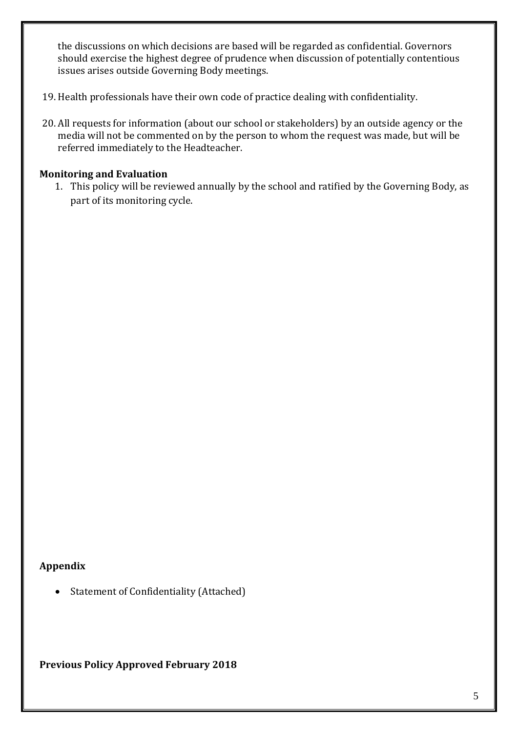the discussions on which decisions are based will be regarded as confidential. Governors should exercise the highest degree of prudence when discussion of potentially contentious issues arises outside Governing Body meetings.

19. Health professionals have their own code of practice dealing with confidentiality.

20. All requests for information (about our school or stakeholders) by an outside agency or the media will not be commented on by the person to whom the request was made, but will be referred immediately to the Headteacher.

**Monitoring and Evaluation**

1. This policy will be reviewed annually by the school and ratified by the Governing Body, as part of its monitoring cycle.

**Appendix**

- Statement of Confidentiality (Attached)

**Previous Policy Approved February 2018**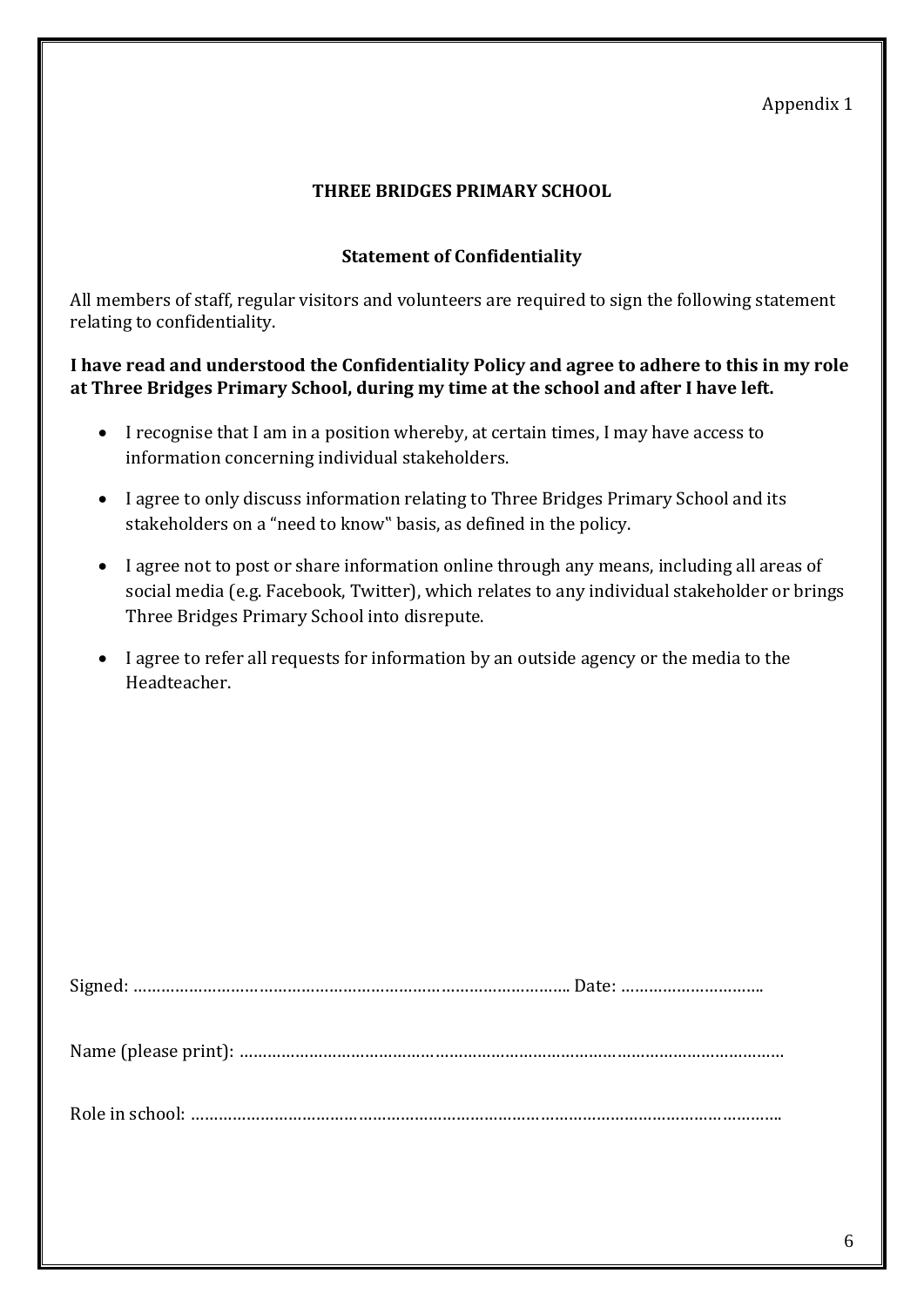Appendix 1

## THREE BRIDGES PRIMARY SCHOOL

### Statement of Confidentiality

All members of staff, regular visitors and volunteers are required to sign the following statement relating to confidentiality.

**I have read and understood the Confidentiality Policy and agree to adhere to this in my role at Three Bridges Primary School, during my time at the school and after I have left.**

- I recognise that I am in a position whereby, at certain times, I may have access to information concerning individual stakeholders.
- I agree to only discuss information relating to Three Bridges Primary School and its stakeholders on a "need to know" basis, as defined in the policy.
- I agree not to post or share information online through any means, including all areas of social media (e.g. Facebook, Twitter), which relates to any individual stakeholder or brings Three Bridges Primary School into disrepute.
- I agree to refer all requests for information by an outside agency or the media to the Headteacher.

Signed: ………………………………………………………………………………….. Date: …………………………..

Name (please print): ……………………………………………………………………………………………………

Role in school: ……………………………………………………………………………………………………………..